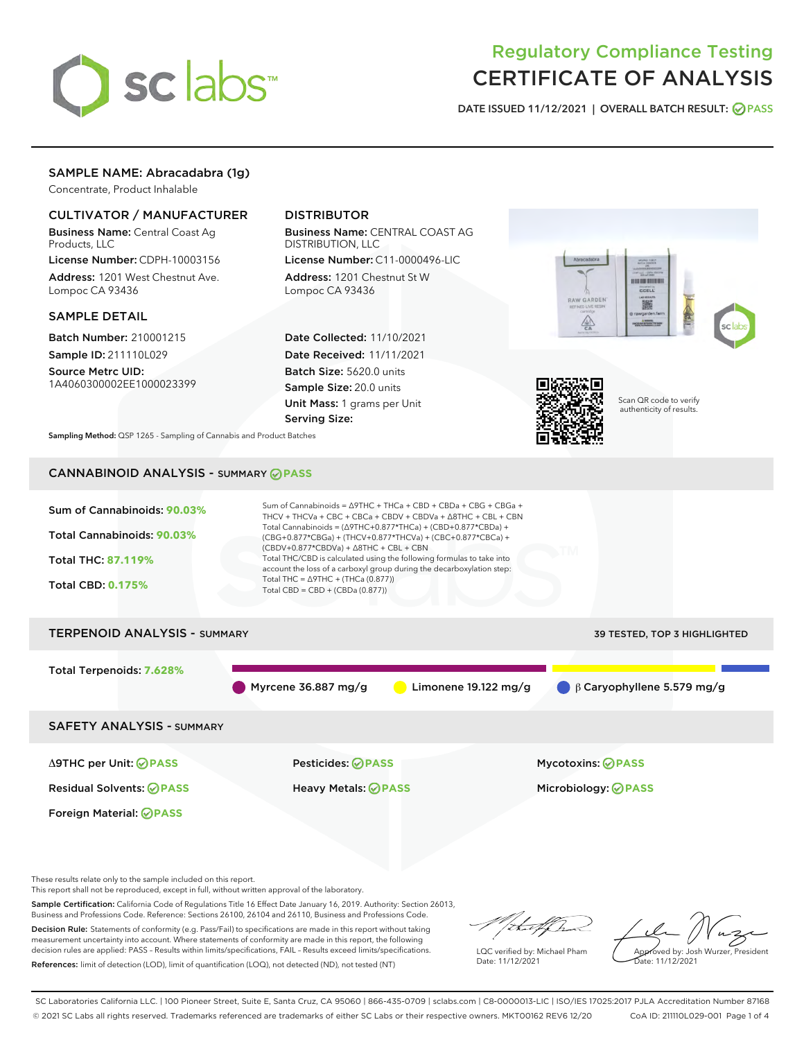# Regulatory Compliance Testing
# CERTIFICATE OF ANALYSIS

DATE ISSUED 11/12/2021 | OVERALL BATCH RESULT: PASS

## SAMPLE NAME: Abracadabra (1g)

Concentrate, Product Inhalable

### CULTIVATOR / MANUFACTURER

**Business Name:** Central Coast Ag Products, LLC

**License Number:** CDPH-10003156

**Address:** 1201 West Chestnut Ave. Lompoc CA 93436

### DISTRIBUTOR

**Business Name:** CENTRAL COAST AG DISTRIBUTION, LLC

**License Number:** C11-0000496-LIC

**Address:** 1201 Chestnut St W Lompoc CA 93436

### SAMPLE DETAIL

**Batch Number:** 210001215

**Sample ID:** 211110L029

**Source Metrc UID:** 1A4060300002EE1000023399

**Date Collected:** 11/10/2021

**Date Received:** 11/11/2021

**Batch Size:** 5620.0 units

**Sample Size:** 20.0 units

**Unit Mass:** 1 grams per Unit

**Serving Size:**

Scan QR code to verify authenticity of results.

**Sampling Method:** QSP 1265 - Sampling of Cannabis and Product Batches

## CANNABINOID ANALYSIS - SUMMARY PASS

Sum of Cannabinoids: **90.03%**

Total Cannabinoids: **90.03%**

Total THC: **87.119%**

Total CBD: **0.175%**

Sum of Cannabinoids = Δ9THC + THCa + CBD + CBDa + CBG + CBGa + THCV + THCVa + CBC + CBCa + CBDV + CBDVa + Δ8THC + CBL + CBN

Total Cannabinoids = (Δ9THC+0.877*THCa) + (CBD+0.877*CBDa) + (CBG+0.877*CBGa) + (THCV+0.877*THCVa) + (CBC+0.877*CBCa) + (CBDV+0.877*CBDVa) + Δ8THC + CBL + CBN

Total THC/CBD is calculated using the following formulas to take into account the loss of a carboxyl group during the decarboxylation step:

Total THC = Δ9THC + (THCa (0.877))

Total CBD = CBD + (CBDa (0.877))

## TERPENOID ANALYSIS - SUMMARY

39 TESTED, TOP 3 HIGHLIGHTED

Total Terpenoids: **7.628%**

Myrcene 36.887 mg/g | Limonene 19.122 mg/g | β Caryophyllene 5.579 mg/g

## SAFETY ANALYSIS - SUMMARY

| | | |
|---|---|---|
| Δ9THC per Unit: PASS | Pesticides: PASS | Mycotoxins: PASS |
| Residual Solvents: PASS | Heavy Metals: PASS | Microbiology: PASS |
| Foreign Material: PASS | | |

These results relate only to the sample included on this report.
This report shall not be reproduced, except in full, without written approval of the laboratory.

**Sample Certification:** California Code of Regulations Title 16 Effect Date January 16, 2019. Authority: Section 26013, Business and Professions Code. Reference: Sections 26100, 26104 and 26110, Business and Professions Code.

**Decision Rule:** Statements of conformity (e.g. Pass/Fail) to specifications are made in this report without taking measurement uncertainty into account. Where statements of conformity are made in this report, the following decision rules are applied: PASS – Results within limits/specifications, FAIL – Results exceed limits/specifications.

**References:** limit of detection (LOD), limit of quantification (LOQ), not detected (ND), not tested (NT)

LQC verified by: Michael Pham
Date: 11/12/2021

Approved by: Josh Wurzer, President
Date: 11/12/2021

SC Laboratories California LLC. | 100 Pioneer Street, Suite E, Santa Cruz, CA 95060 | 866-435-0709 | sclabs.com | C8-0000013-LIC | ISO/IES 17025:2017 PJLA Accreditation Number 87168
© 2021 SC Labs all rights reserved. Trademarks referenced are trademarks of either SC Labs or their respective owners. MKT00162 REV6 12/20 CoA ID: 211110L029-001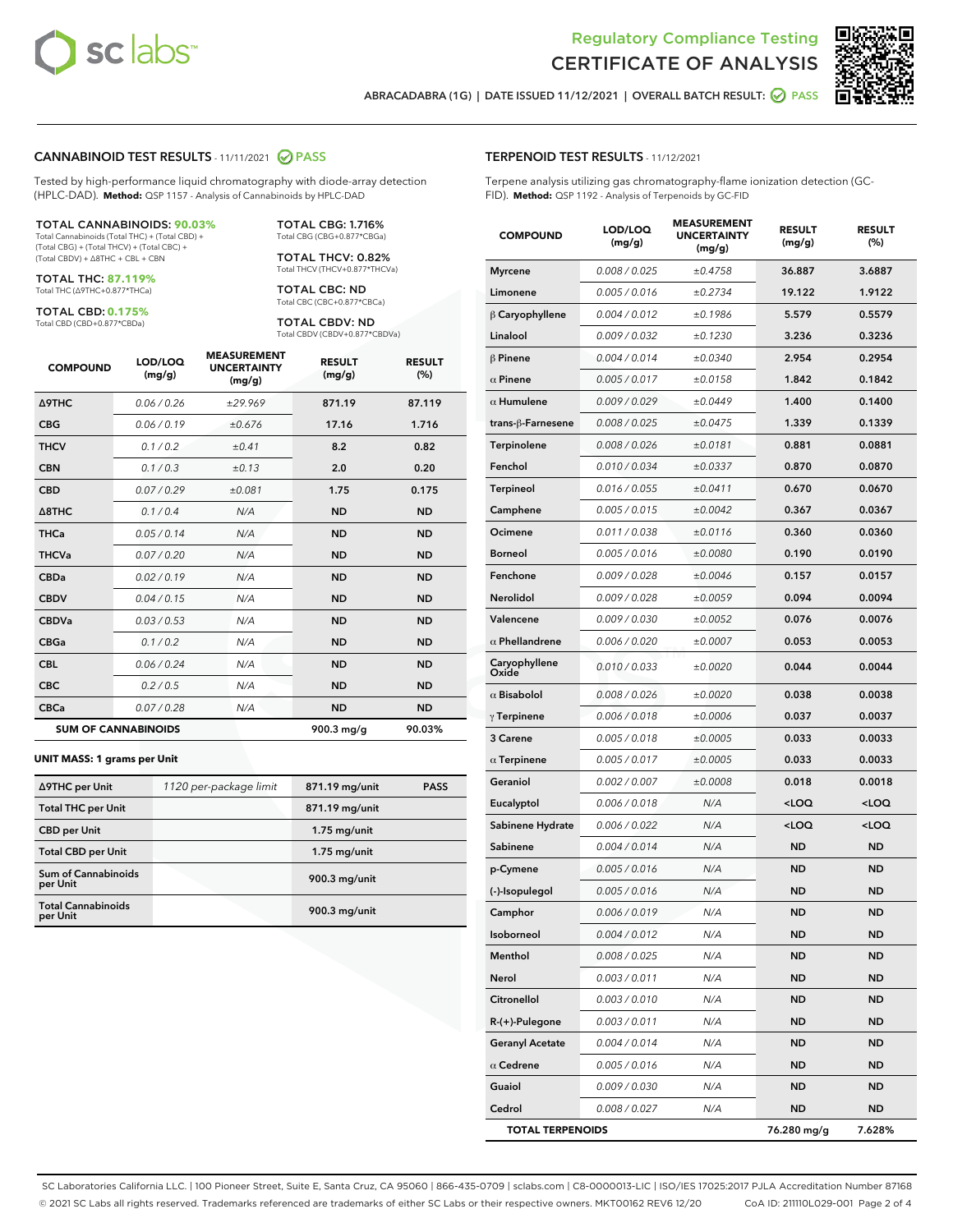Regulatory Compliance Testing
# CERTIFICATE OF ANALYSIS

ABRACADABRA (1G) | DATE ISSUED 11/12/2021 | OVERALL BATCH RESULT: PASS

## CANNABINOID TEST RESULTS - 11/11/2021 PASS

Tested by high-performance liquid chromatography with diode-array detection (HPLC-DAD). **Method:** QSP 1157 - Analysis of Cannabinoids by HPLC-DAD

**TOTAL CANNABINOIDS: 90.03%**
Total Cannabinoids (Total THC) + (Total CBD) + (Total CBG) + (Total THCV) + (Total CBC) + (Total CBDV) + Δ8THC + CBL + CBN

**TOTAL THC: 87.119%**
Total THC (Δ9THC+0.877*THCa)

**TOTAL CBD: 0.175%**
Total CBD (CBD+0.877*CBDa)

**TOTAL CBG: 1.716%**
Total CBG (CBG+0.877*CBGa)

**TOTAL THCV: 0.82%**
Total THCV (THCV+0.877*THCVa)

**TOTAL CBC: ND**
Total CBC (CBC+0.877*CBCa)

**TOTAL CBDV: ND**
Total CBDV (CBDV+0.877*CBDVa)

| COMPOUND | LOD/LOQ (mg/g) | MEASUREMENT UNCERTAINTY (mg/g) | RESULT (mg/g) | RESULT (%) |
|---|---|---|---|---|
| Δ9THC | 0.06 / 0.26 | ±29.969 | 871.19 | 87.119 |
| CBG | 0.06 / 0.19 | ±0.676 | 17.16 | 1.716 |
| THCV | 0.1 / 0.2 | ±0.41 | 8.2 | 0.82 |
| CBN | 0.1 / 0.3 | ±0.13 | 2.0 | 0.20 |
| CBD | 0.07 / 0.29 | ±0.081 | 1.75 | 0.175 |
| Δ8THC | 0.1 / 0.4 | N/A | ND | ND |
| THCa | 0.05 / 0.14 | N/A | ND | ND |
| THCVa | 0.07 / 0.20 | N/A | ND | ND |
| CBDa | 0.02 / 0.19 | N/A | ND | ND |
| CBDV | 0.04 / 0.15 | N/A | ND | ND |
| CBDVa | 0.03 / 0.53 | N/A | ND | ND |
| CBGa | 0.1 / 0.2 | N/A | ND | ND |
| CBL | 0.06 / 0.24 | N/A | ND | ND |
| CBC | 0.2 / 0.5 | N/A | ND | ND |
| CBCa | 0.07 / 0.28 | N/A | ND | ND |
| **SUM OF CANNABINOIDS** | | | **900.3 mg/g** | **90.03%** |

**UNIT MASS: 1 grams per Unit**

| Δ9THC per Unit | 1120 per-package limit | 871.19 mg/unit | PASS |
|---|---|---|---|
| Total THC per Unit | | 871.19 mg/unit | |
| CBD per Unit | | 1.75 mg/unit | |
| Total CBD per Unit | | 1.75 mg/unit | |
| Sum of Cannabinoids per Unit | | 900.3 mg/unit | |
| Total Cannabinoids per Unit | | 900.3 mg/unit | |

## TERPENOID TEST RESULTS - 11/12/2021

Terpene analysis utilizing gas chromatography-flame ionization detection (GC-FID). **Method:** QSP 1192 - Analysis of Terpenoids by GC-FID

| COMPOUND | LOD/LOQ (mg/g) | MEASUREMENT UNCERTAINTY (mg/g) | RESULT (mg/g) | RESULT (%) |
|---|---|---|---|---|
| Myrcene | 0.008 / 0.025 | ±0.4758 | 36.887 | 3.6887 |
| Limonene | 0.005 / 0.016 | ±0.2734 | 19.122 | 1.9122 |
| β Caryophyllene | 0.004 / 0.012 | ±0.1986 | 5.579 | 0.5579 |
| Linalool | 0.009 / 0.032 | ±0.1230 | 3.236 | 0.3236 |
| β Pinene | 0.004 / 0.014 | ±0.0340 | 2.954 | 0.2954 |
| α Pinene | 0.005 / 0.017 | ±0.0158 | 1.842 | 0.1842 |
| α Humulene | 0.009 / 0.029 | ±0.0449 | 1.400 | 0.1400 |
| trans-β-Farnesene | 0.008 / 0.025 | ±0.0475 | 1.339 | 0.1339 |
| Terpinolene | 0.008 / 0.026 | ±0.0181 | 0.881 | 0.0881 |
| Fenchol | 0.010 / 0.034 | ±0.0337 | 0.870 | 0.0870 |
| Terpineol | 0.016 / 0.055 | ±0.0411 | 0.670 | 0.0670 |
| Camphene | 0.005 / 0.015 | ±0.0042 | 0.367 | 0.0367 |
| Ocimene | 0.011 / 0.038 | ±0.0116 | 0.360 | 0.0360 |
| Borneol | 0.005 / 0.016 | ±0.0080 | 0.190 | 0.0190 |
| Fenchone | 0.009 / 0.028 | ±0.0046 | 0.157 | 0.0157 |
| Nerolidol | 0.009 / 0.028 | ±0.0059 | 0.094 | 0.0094 |
| Valencene | 0.009 / 0.030 | ±0.0052 | 0.076 | 0.0076 |
| α Phellandrene | 0.006 / 0.020 | ±0.0007 | 0.053 | 0.0053 |
| Caryophyllene Oxide | 0.010 / 0.033 | ±0.0020 | 0.044 | 0.0044 |
| α Bisabolol | 0.008 / 0.026 | ±0.0020 | 0.038 | 0.0038 |
| γ Terpinene | 0.006 / 0.018 | ±0.0006 | 0.037 | 0.0037 |
| 3 Carene | 0.005 / 0.018 | ±0.0005 | 0.033 | 0.0033 |
| α Terpinene | 0.005 / 0.017 | ±0.0005 | 0.033 | 0.0033 |
| Geraniol | 0.002 / 0.007 | ±0.0008 | 0.018 | 0.0018 |
| Eucalyptol | 0.006 / 0.018 | N/A | <LOQ | <LOQ |
| Sabinene Hydrate | 0.006 / 0.022 | N/A | <LOQ | <LOQ |
| Sabinene | 0.004 / 0.014 | N/A | ND | ND |
| p-Cymene | 0.005 / 0.016 | N/A | ND | ND |
| (-)-Isopulegol | 0.005 / 0.016 | N/A | ND | ND |
| Camphor | 0.006 / 0.019 | N/A | ND | ND |
| Isoborneol | 0.004 / 0.012 | N/A | ND | ND |
| Menthol | 0.008 / 0.025 | N/A | ND | ND |
| Nerol | 0.003 / 0.011 | N/A | ND | ND |
| Citronellol | 0.003 / 0.010 | N/A | ND | ND |
| R-(+)-Pulegone | 0.003 / 0.011 | N/A | ND | ND |
| Geranyl Acetate | 0.004 / 0.014 | N/A | ND | ND |
| α Cedrene | 0.005 / 0.016 | N/A | ND | ND |
| Guaiol | 0.009 / 0.030 | N/A | ND | ND |
| Cedrol | 0.008 / 0.027 | N/A | ND | ND |
| **TOTAL TERPENOIDS** | | | **76.280 mg/g** | **7.628%** |

SC Laboratories California LLC. | 100 Pioneer Street, Suite E, Santa Cruz, CA 95060 | 866-435-0709 | sclabs.com | C8-0000013-LIC | ISO/IES 17025:2017 PJLA Accreditation Number 87168
© 2021 SC Labs all rights reserved. Trademarks referenced are trademarks of either SC Labs or their respective owners. MKT00162 REV6 12/20 CoA ID: 211110L029-001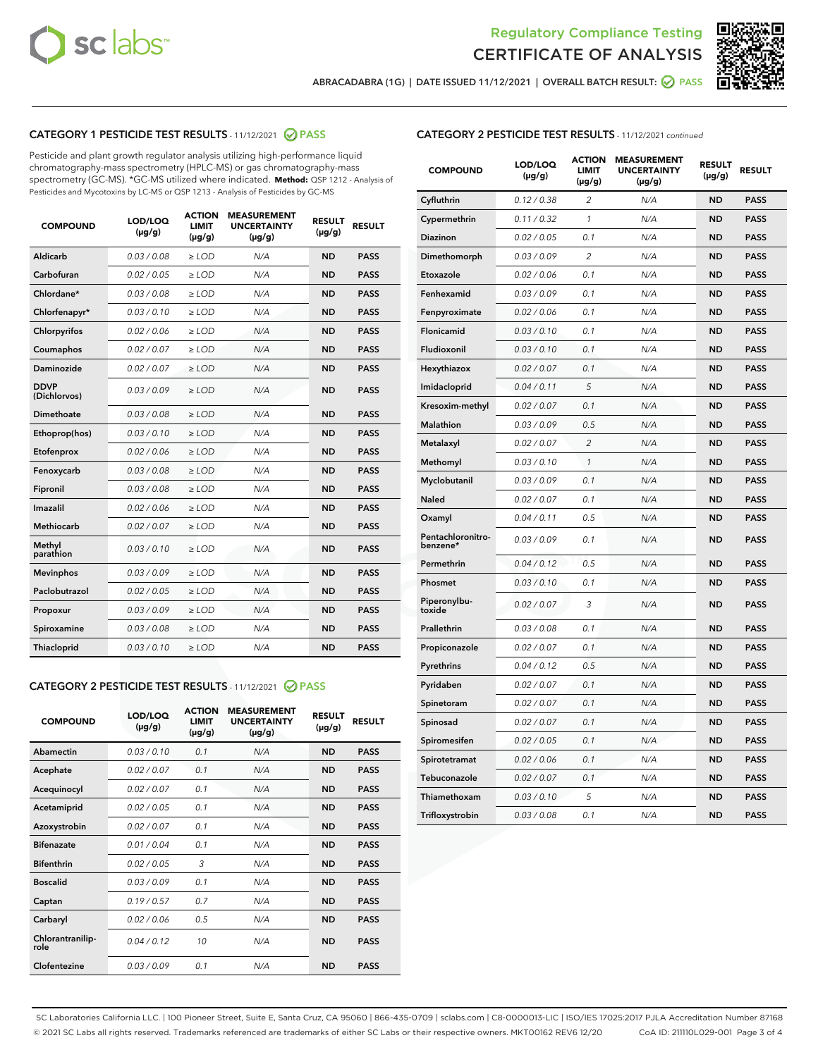Regulatory Compliance Testing
# CERTIFICATE OF ANALYSIS

ABRACADABRA (1G) | DATE ISSUED 11/12/2021 | OVERALL BATCH RESULT: PASS

## CATEGORY 1 PESTICIDE TEST RESULTS - 11/12/2021 PASS

Pesticide and plant growth regulator analysis utilizing high-performance liquid chromatography-mass spectrometry (HPLC-MS) or gas chromatography-mass spectrometry (GC-MS). *GC-MS utilized where indicated. **Method:** QSP 1212 - Analysis of Pesticides and Mycotoxins by LC-MS or QSP 1213 - Analysis of Pesticides by GC-MS

| COMPOUND | LOD/LOQ (µg/g) | ACTION LIMIT (µg/g) | MEASUREMENT UNCERTAINTY (µg/g) | RESULT (µg/g) | RESULT |
|---|---|---|---|---|---|
| Aldicarb | 0.03 / 0.08 | ≥ LOD | N/A | ND | PASS |
| Carbofuran | 0.02 / 0.05 | ≥ LOD | N/A | ND | PASS |
| Chlordane* | 0.03 / 0.08 | ≥ LOD | N/A | ND | PASS |
| Chlorfenapyr* | 0.03 / 0.10 | ≥ LOD | N/A | ND | PASS |
| Chlorpyrifos | 0.02 / 0.06 | ≥ LOD | N/A | ND | PASS |
| Coumaphos | 0.02 / 0.07 | ≥ LOD | N/A | ND | PASS |
| Daminozide | 0.02 / 0.07 | ≥ LOD | N/A | ND | PASS |
| DDVP (Dichlorvos) | 0.03 / 0.09 | ≥ LOD | N/A | ND | PASS |
| Dimethoate | 0.03 / 0.08 | ≥ LOD | N/A | ND | PASS |
| Ethoprop(hos) | 0.03 / 0.10 | ≥ LOD | N/A | ND | PASS |
| Etofenprox | 0.02 / 0.06 | ≥ LOD | N/A | ND | PASS |
| Fenoxycarb | 0.03 / 0.08 | ≥ LOD | N/A | ND | PASS |
| Fipronil | 0.03 / 0.08 | ≥ LOD | N/A | ND | PASS |
| Imazalil | 0.02 / 0.06 | ≥ LOD | N/A | ND | PASS |
| Methiocarb | 0.02 / 0.07 | ≥ LOD | N/A | ND | PASS |
| Methyl parathion | 0.03 / 0.10 | ≥ LOD | N/A | ND | PASS |
| Mevinphos | 0.03 / 0.09 | ≥ LOD | N/A | ND | PASS |
| Paclobutrazol | 0.02 / 0.05 | ≥ LOD | N/A | ND | PASS |
| Propoxur | 0.03 / 0.09 | ≥ LOD | N/A | ND | PASS |
| Spiroxamine | 0.03 / 0.08 | ≥ LOD | N/A | ND | PASS |
| Thiacloprid | 0.03 / 0.10 | ≥ LOD | N/A | ND | PASS |

## CATEGORY 2 PESTICIDE TEST RESULTS - 11/12/2021 PASS

| COMPOUND | LOD/LOQ (µg/g) | ACTION LIMIT (µg/g) | MEASUREMENT UNCERTAINTY (µg/g) | RESULT (µg/g) | RESULT |
|---|---|---|---|---|---|
| Abamectin | 0.03 / 0.10 | 0.1 | N/A | ND | PASS |
| Acephate | 0.02 / 0.07 | 0.1 | N/A | ND | PASS |
| Acequinocyl | 0.02 / 0.07 | 0.1 | N/A | ND | PASS |
| Acetamiprid | 0.02 / 0.05 | 0.1 | N/A | ND | PASS |
| Azoxystrobin | 0.02 / 0.07 | 0.1 | N/A | ND | PASS |
| Bifenazate | 0.01 / 0.04 | 0.1 | N/A | ND | PASS |
| Bifenthrin | 0.02 / 0.05 | 3 | N/A | ND | PASS |
| Boscalid | 0.03 / 0.09 | 0.1 | N/A | ND | PASS |
| Captan | 0.19 / 0.57 | 0.7 | N/A | ND | PASS |
| Carbaryl | 0.02 / 0.06 | 0.5 | N/A | ND | PASS |
| Chlorantraniliprole | 0.04 / 0.12 | 10 | N/A | ND | PASS |
| Clofentezine | 0.03 / 0.09 | 0.1 | N/A | ND | PASS |
| Cyfluthrin | 0.12 / 0.38 | 2 | N/A | ND | PASS |
| Cypermethrin | 0.11 / 0.32 | 1 | N/A | ND | PASS |
| Diazinon | 0.02 / 0.05 | 0.1 | N/A | ND | PASS |
| Dimethomorph | 0.03 / 0.09 | 2 | N/A | ND | PASS |
| Etoxazole | 0.02 / 0.06 | 0.1 | N/A | ND | PASS |
| Fenhexamid | 0.03 / 0.09 | 0.1 | N/A | ND | PASS |
| Fenpyroximate | 0.02 / 0.06 | 0.1 | N/A | ND | PASS |
| Flonicamid | 0.03 / 0.10 | 0.1 | N/A | ND | PASS |
| Fludioxonil | 0.03 / 0.10 | 0.1 | N/A | ND | PASS |
| Hexythiazox | 0.02 / 0.07 | 0.1 | N/A | ND | PASS |
| Imidacloprid | 0.04 / 0.11 | 5 | N/A | ND | PASS |
| Kresoxim-methyl | 0.02 / 0.07 | 0.1 | N/A | ND | PASS |
| Malathion | 0.03 / 0.09 | 0.5 | N/A | ND | PASS |
| Metalaxyl | 0.02 / 0.07 | 2 | N/A | ND | PASS |
| Methomyl | 0.03 / 0.10 | 1 | N/A | ND | PASS |
| Myclobutanil | 0.03 / 0.09 | 0.1 | N/A | ND | PASS |
| Naled | 0.02 / 0.07 | 0.1 | N/A | ND | PASS |
| Oxamyl | 0.04 / 0.11 | 0.5 | N/A | ND | PASS |
| Pentachloronitrobenzene* | 0.03 / 0.09 | 0.1 | N/A | ND | PASS |
| Permethrin | 0.04 / 0.12 | 0.5 | N/A | ND | PASS |
| Phosmet | 0.03 / 0.10 | 0.1 | N/A | ND | PASS |
| Piperonylbutoxide | 0.02 / 0.07 | 3 | N/A | ND | PASS |
| Prallethrin | 0.03 / 0.08 | 0.1 | N/A | ND | PASS |
| Propiconazole | 0.02 / 0.07 | 0.1 | N/A | ND | PASS |
| Pyrethrins | 0.04 / 0.12 | 0.5 | N/A | ND | PASS |
| Pyridaben | 0.02 / 0.07 | 0.1 | N/A | ND | PASS |
| Spinetoram | 0.02 / 0.07 | 0.1 | N/A | ND | PASS |
| Spinosad | 0.02 / 0.07 | 0.1 | N/A | ND | PASS |
| Spiromesifen | 0.02 / 0.05 | 0.1 | N/A | ND | PASS |
| Spirotetramat | 0.02 / 0.06 | 0.1 | N/A | ND | PASS |
| Tebuconazole | 0.02 / 0.07 | 0.1 | N/A | ND | PASS |
| Thiamethoxam | 0.03 / 0.10 | 5 | N/A | ND | PASS |
| Trifloxystrobin | 0.03 / 0.08 | 0.1 | N/A | ND | PASS |

SC Laboratories California LLC. | 100 Pioneer Street, Suite E, Santa Cruz, CA 95060 | 866-435-0709 | sclabs.com | C8-0000013-LIC | ISO/IES 17025:2017 PJLA Accreditation Number 87168
© 2021 SC Labs all rights reserved. Trademarks referenced are trademarks of either SC Labs or their respective owners. MKT00162 REV6 12/20 CoA ID: 211110L029-001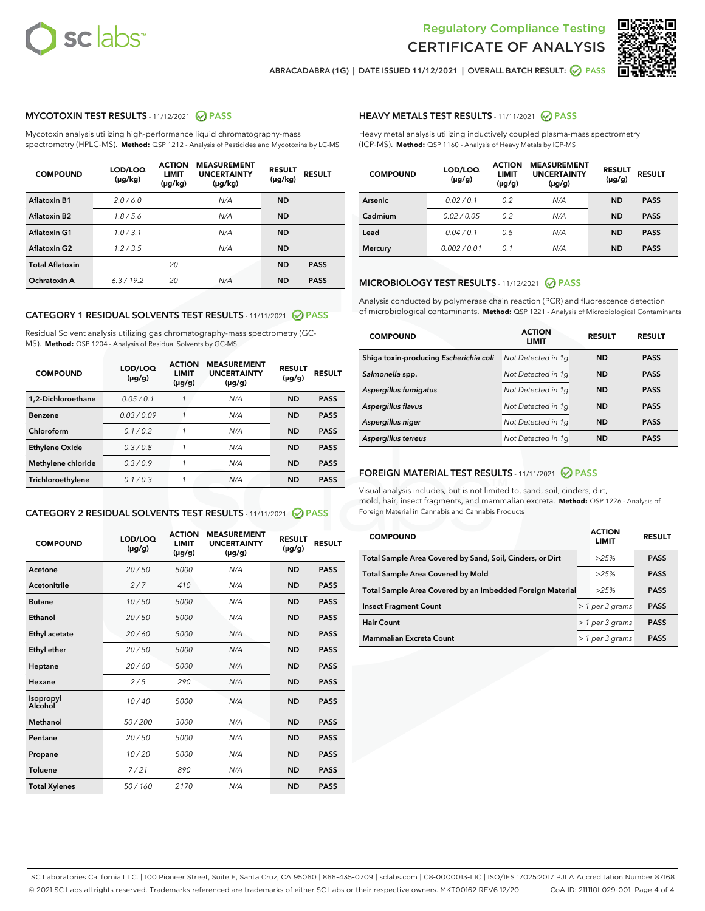Regulatory Compliance Testing

# CERTIFICATE OF ANALYSIS

ABRACADABRA (1G) | DATE ISSUED 11/12/2021 | OVERALL BATCH RESULT: PASS

## MYCOTOXIN TEST RESULTS - 11/12/2021 PASS

Mycotoxin analysis utilizing high-performance liquid chromatography-mass spectrometry (HPLC-MS). **Method:** QSP 1212 - Analysis of Pesticides and Mycotoxins by LC-MS

| COMPOUND | LOD/LOQ (μg/kg) | ACTION LIMIT (μg/kg) | MEASUREMENT UNCERTAINTY (μg/kg) | RESULT (μg/kg) | RESULT |
|---|---|---|---|---|---|
| Aflatoxin B1 | 2.0 / 6.0 | | N/A | ND | |
| Aflatoxin B2 | 1.8 / 5.6 | | N/A | ND | |
| Aflatoxin G1 | 1.0 / 3.1 | | N/A | ND | |
| Aflatoxin G2 | 1.2 / 3.5 | | N/A | ND | |
| Total Aflatoxin | | 20 | | ND | PASS |
| Ochratoxin A | 6.3 / 19.2 | 20 | N/A | ND | PASS |

## CATEGORY 1 RESIDUAL SOLVENTS TEST RESULTS - 11/11/2021 PASS

Residual Solvent analysis utilizing gas chromatography-mass spectrometry (GC-MS). **Method:** QSP 1204 - Analysis of Residual Solvents by GC-MS

| COMPOUND | LOD/LOQ (μg/g) | ACTION LIMIT (μg/g) | MEASUREMENT UNCERTAINTY (μg/g) | RESULT (μg/g) | RESULT |
|---|---|---|---|---|---|
| 1,2-Dichloroethane | 0.05 / 0.1 | 1 | N/A | ND | PASS |
| Benzene | 0.03 / 0.09 | 1 | N/A | ND | PASS |
| Chloroform | 0.1 / 0.2 | 1 | N/A | ND | PASS |
| Ethylene Oxide | 0.3 / 0.8 | 1 | N/A | ND | PASS |
| Methylene chloride | 0.3 / 0.9 | 1 | N/A | ND | PASS |
| Trichloroethylene | 0.1 / 0.3 | 1 | N/A | ND | PASS |

## CATEGORY 2 RESIDUAL SOLVENTS TEST RESULTS - 11/11/2021 PASS

| COMPOUND | LOD/LOQ (μg/g) | ACTION LIMIT (μg/g) | MEASUREMENT UNCERTAINTY (μg/g) | RESULT (μg/g) | RESULT |
|---|---|---|---|---|---|
| Acetone | 20 / 50 | 5000 | N/A | ND | PASS |
| Acetonitrile | 2 / 7 | 410 | N/A | ND | PASS |
| Butane | 10 / 50 | 5000 | N/A | ND | PASS |
| Ethanol | 20 / 50 | 5000 | N/A | ND | PASS |
| Ethyl acetate | 20 / 60 | 5000 | N/A | ND | PASS |
| Ethyl ether | 20 / 50 | 5000 | N/A | ND | PASS |
| Heptane | 20 / 60 | 5000 | N/A | ND | PASS |
| Hexane | 2 / 5 | 290 | N/A | ND | PASS |
| Isopropyl Alcohol | 10 / 40 | 5000 | N/A | ND | PASS |
| Methanol | 50 / 200 | 3000 | N/A | ND | PASS |
| Pentane | 20 / 50 | 5000 | N/A | ND | PASS |
| Propane | 10 / 20 | 5000 | N/A | ND | PASS |
| Toluene | 7 / 21 | 890 | N/A | ND | PASS |
| Total Xylenes | 50 / 160 | 2170 | N/A | ND | PASS |

## HEAVY METALS TEST RESULTS - 11/11/2021 PASS

Heavy metal analysis utilizing inductively coupled plasma-mass spectrometry (ICP-MS). **Method:** QSP 1160 - Analysis of Heavy Metals by ICP-MS

| COMPOUND | LOD/LOQ (μg/g) | ACTION LIMIT (μg/g) | MEASUREMENT UNCERTAINTY (μg/g) | RESULT (μg/g) | RESULT |
|---|---|---|---|---|---|
| Arsenic | 0.02 / 0.1 | 0.2 | N/A | ND | PASS |
| Cadmium | 0.02 / 0.05 | 0.2 | N/A | ND | PASS |
| Lead | 0.04 / 0.1 | 0.5 | N/A | ND | PASS |
| Mercury | 0.002 / 0.01 | 0.1 | N/A | ND | PASS |

## MICROBIOLOGY TEST RESULTS - 11/12/2021 PASS

Analysis conducted by polymerase chain reaction (PCR) and fluorescence detection of microbiological contaminants. **Method:** QSP 1221 - Analysis of Microbiological Contaminants

| COMPOUND | ACTION LIMIT | RESULT | RESULT |
|---|---|---|---|
| Shiga toxin-producing *Escherichia coli* | Not Detected in 1g | ND | PASS |
| *Salmonella* spp. | Not Detected in 1g | ND | PASS |
| *Aspergillus fumigatus* | Not Detected in 1g | ND | PASS |
| *Aspergillus flavus* | Not Detected in 1g | ND | PASS |
| *Aspergillus niger* | Not Detected in 1g | ND | PASS |
| *Aspergillus terreus* | Not Detected in 1g | ND | PASS |

## FOREIGN MATERIAL TEST RESULTS - 11/11/2021 PASS

Visual analysis includes, but is not limited to, sand, soil, cinders, dirt, mold, hair, insect fragments, and mammalian excreta. **Method:** QSP 1226 - Analysis of Foreign Material in Cannabis and Cannabis Products

| COMPOUND | ACTION LIMIT | RESULT |
|---|---|---|
| Total Sample Area Covered by Sand, Soil, Cinders, or Dirt | >25% | PASS |
| Total Sample Area Covered by Mold | >25% | PASS |
| Total Sample Area Covered by an Imbedded Foreign Material | >25% | PASS |
| Insect Fragment Count | > 1 per 3 grams | PASS |
| Hair Count | > 1 per 3 grams | PASS |
| Mammalian Excreta Count | > 1 per 3 grams | PASS |

SC Laboratories California LLC. | 100 Pioneer Street, Suite E, Santa Cruz, CA 95060 | 866-435-0709 | sclabs.com | C8-0000013-LIC | ISO/IES 17025:2017 PJLA Accreditation Number 87168
© 2021 SC Labs all rights reserved. Trademarks referenced are trademarks of either SC Labs or their respective owners. MKT00162 REV6 12/20 CoA ID: 211110L029-001